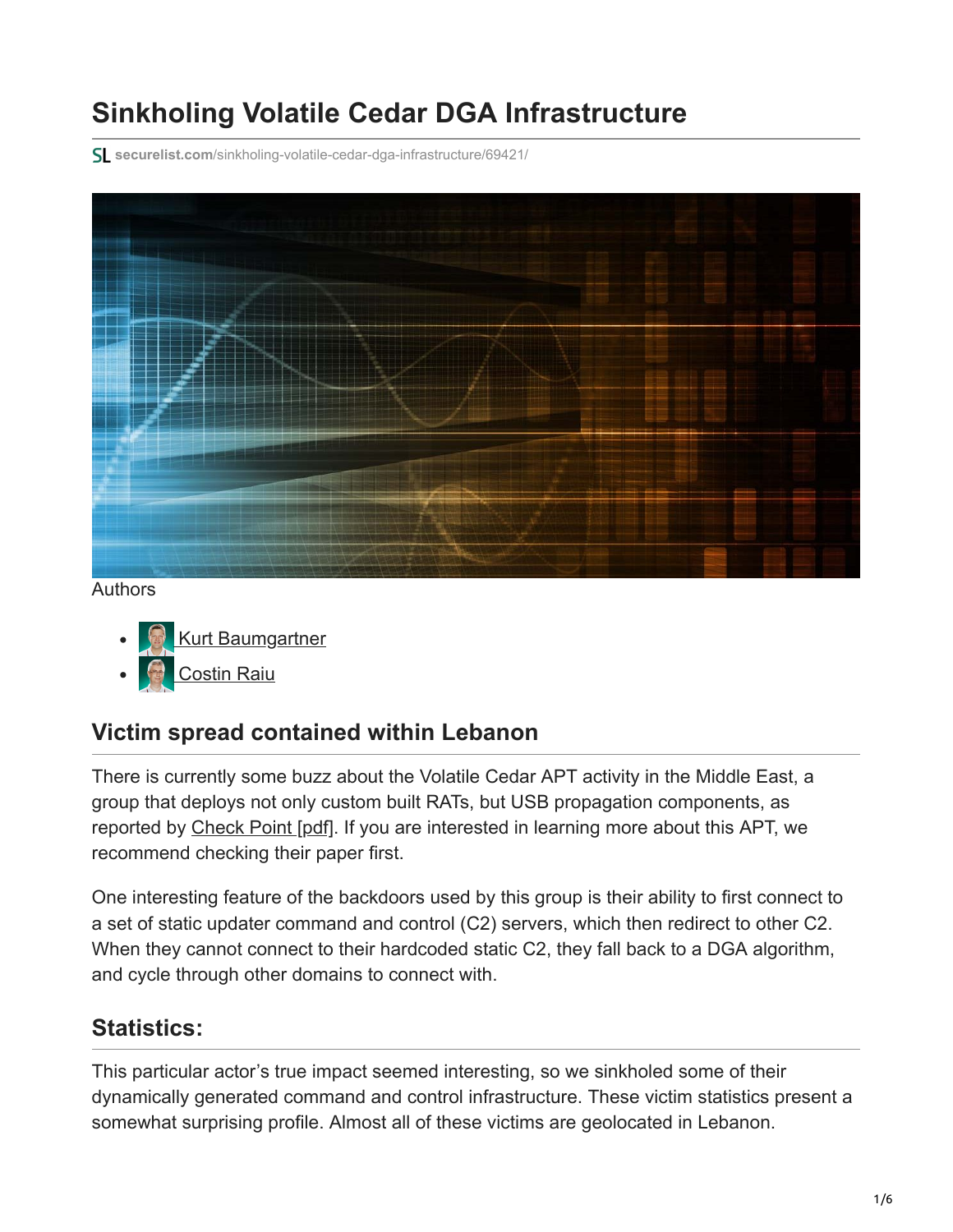# Sinkholing Volatile Cedar DGA Infrastructure

securelist.com/sinkholing-volatile-cedar-dga-infrastructure/69421/

Authors

- Kurt Baumgartner
- Costin Raiu

## Victim spread contained within Lebanon

There is currently some buzz about the Volatile Cedar APT activity in the Middle East, a group that deploys not only custom built RATs, but USB propagation components, as reported by Check Point [pdf]. If you are interested in learning more about this APT, we recommend checking their paper first.

One interesting feature of the backdoors used by this group is their ability to first connect to a set of static updater command and control (C2) servers, which then redirect to other C2. When they cannot connect to their hardcoded static C2, they fall back to a DGA algorithm, and cycle through other domains to connect with.

## Statistics:

This particular actor's true impact seemed interesting, so we sinkholed some of their dynamically generated command and control infrastructure. These victim statistics present a somewhat surprising profile. Almost all of these victims are geolocated in Lebanon.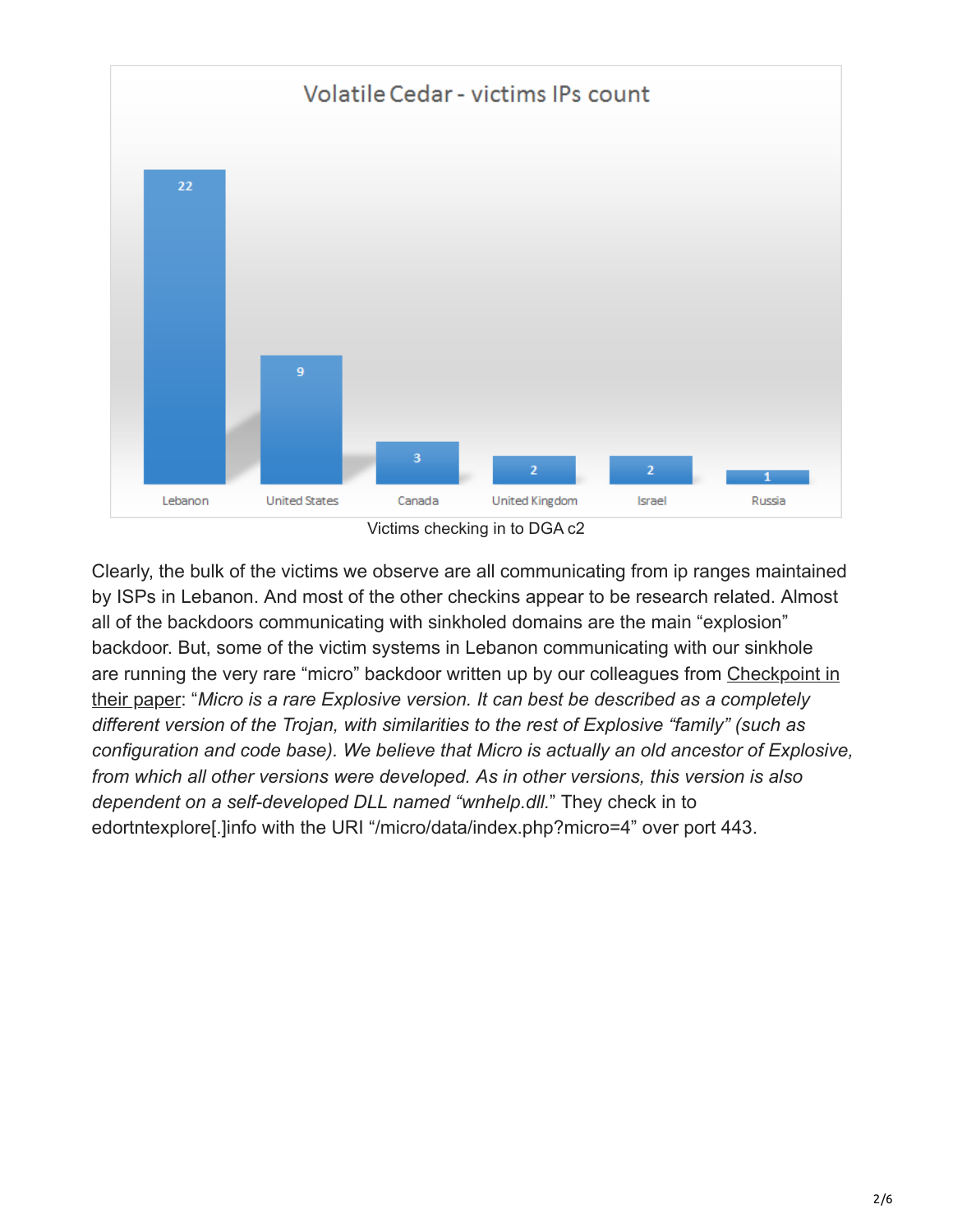**Volatile Cedar - victims IPs count**

| Country | Count |
|---|---|
| Lebanon | 22 |
| United States | 9 |
| Canada | 3 |
| United Kingdom | 2 |
| Israel | 2 |
| Russia | 1 |

Victims checking in to DGA c2

Clearly, the bulk of the victims we observe are all communicating from ip ranges maintained by ISPs in Lebanon. And most of the other checkins appear to be research related. Almost all of the backdoors communicating with sinkholed domains are the main "explosion" backdoor. But, some of the victim systems in Lebanon communicating with our sinkhole are running the very rare "micro" backdoor written up by our colleagues from Checkpoint in their paper: "*Micro is a rare Explosive version. It can best be described as a completely different version of the Trojan, with similarities to the rest of Explosive "family" (such as configuration and code base). We believe that Micro is actually an old ancestor of Explosive, from which all other versions were developed. As in other versions, this version is also dependent on a self-developed DLL named "wnhelp.dll.*" They check in to edortntexplore[.]info with the URI "/micro/data/index.php?micro=4" over port 443.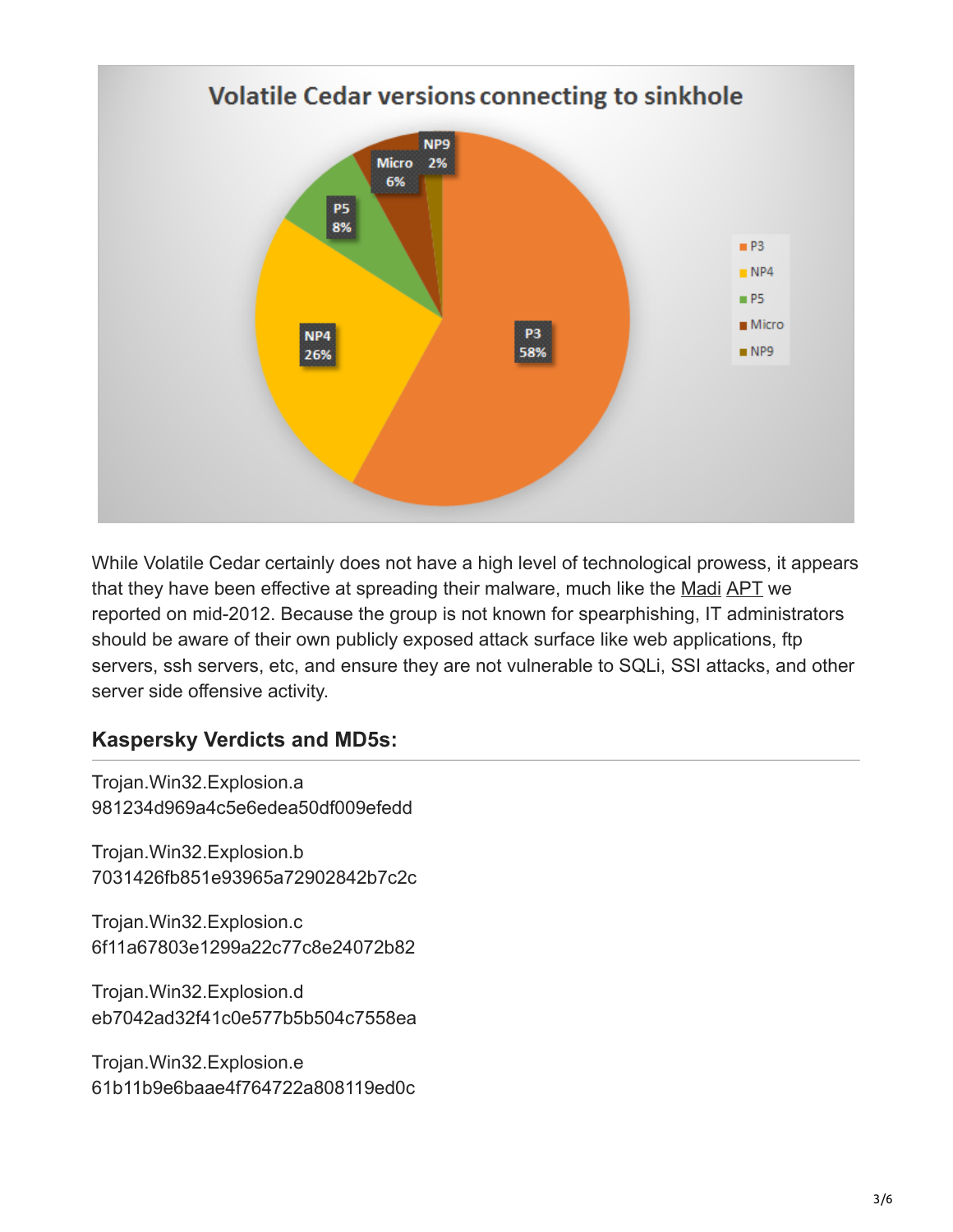Volatile Cedar versions connecting to sinkhole

While Volatile Cedar certainly does not have a high level of technological prowess, it appears that they have been effective at spreading their malware, much like the Madi APT we reported on mid-2012. Because the group is not known for spearphishing, IT administrators should be aware of their own publicly exposed attack surface like web applications, ftp servers, ssh servers, etc, and ensure they are not vulnerable to SQLi, SSI attacks, and other server side offensive activity.

### Kaspersky Verdicts and MD5s:

Trojan.Win32.Explosion.a
981234d969a4c5e6edea50df009efedd

Trojan.Win32.Explosion.b
7031426fb851e93965a72902842b7c2c

Trojan.Win32.Explosion.c
6f11a67803e1299a22c77c8e24072b82

Trojan.Win32.Explosion.d
eb7042ad32f41c0e577b5b504c7558ea

Trojan.Win32.Explosion.e
61b11b9e6baae4f764722a808119ed0c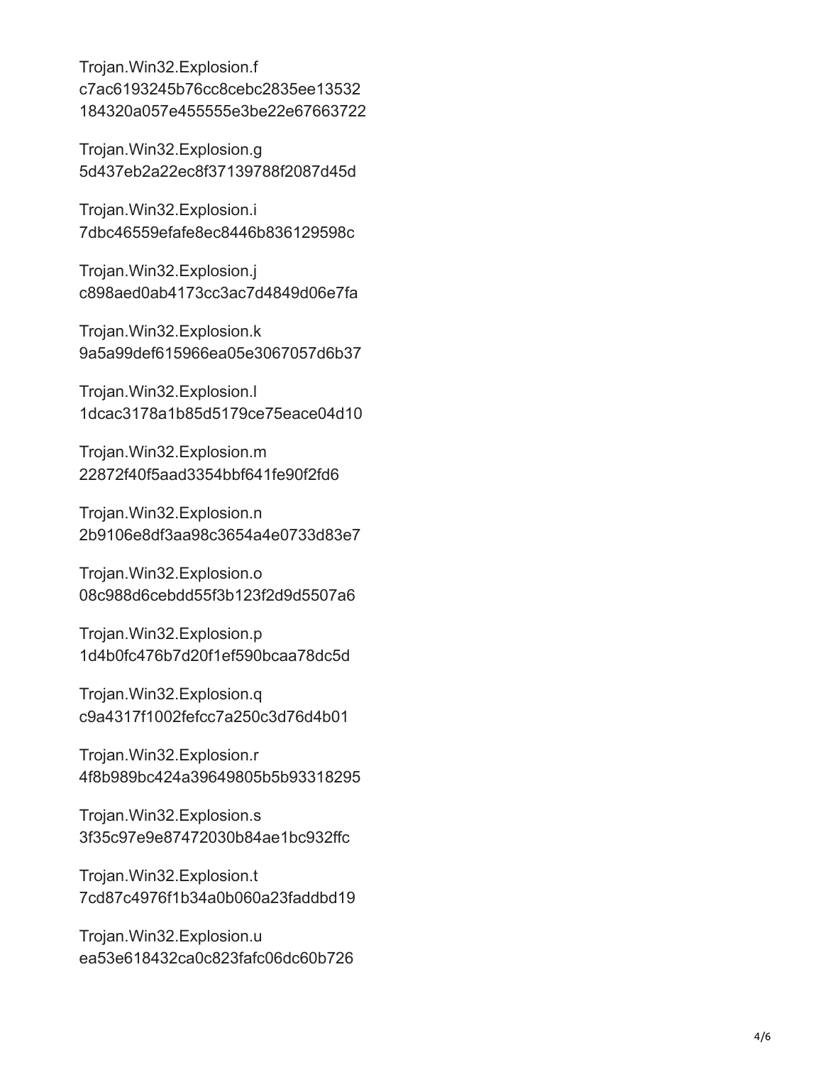Trojan.Win32.Explosion.f
c7ac6193245b76cc8cebc2835ee13532
184320a057e455555e3be22e67663722

Trojan.Win32.Explosion.g
5d437eb2a22ec8f37139788f2087d45d

Trojan.Win32.Explosion.i
7dbc46559efafe8ec8446b836129598c

Trojan.Win32.Explosion.j
c898aed0ab4173cc3ac7d4849d06e7fa

Trojan.Win32.Explosion.k
9a5a99def615966ea05e3067057d6b37

Trojan.Win32.Explosion.l
1dcac3178a1b85d5179ce75eace04d10

Trojan.Win32.Explosion.m
22872f40f5aad3354bbf641fe90f2fd6

Trojan.Win32.Explosion.n
2b9106e8df3aa98c3654a4e0733d83e7

Trojan.Win32.Explosion.o
08c988d6cebdd55f3b123f2d9d5507a6

Trojan.Win32.Explosion.p
1d4b0fc476b7d20f1ef590bcaa78dc5d

Trojan.Win32.Explosion.q
c9a4317f1002fefcc7a250c3d76d4b01

Trojan.Win32.Explosion.r
4f8b989bc424a39649805b5b93318295

Trojan.Win32.Explosion.s
3f35c97e9e87472030b84ae1bc932ffc

Trojan.Win32.Explosion.t
7cd87c4976f1b34a0b060a23faddbd19

Trojan.Win32.Explosion.u
ea53e618432ca0c823fafc06dc60b726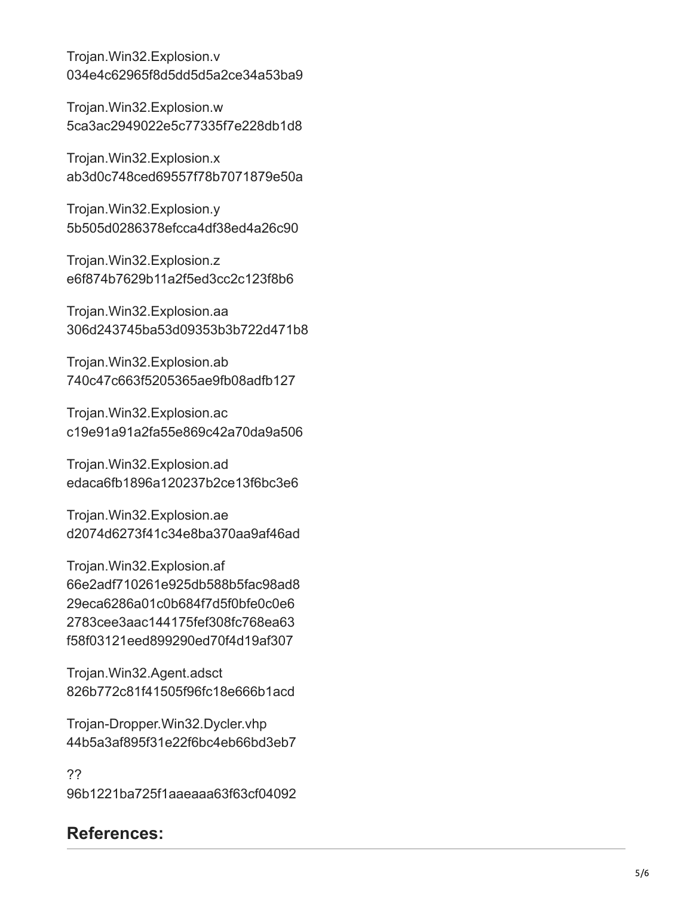Trojan.Win32.Explosion.v
034e4c62965f8d5dd5d5a2ce34a53ba9

Trojan.Win32.Explosion.w
5ca3ac2949022e5c77335f7e228db1d8

Trojan.Win32.Explosion.x
ab3d0c748ced69557f78b7071879e50a

Trojan.Win32.Explosion.y
5b505d0286378efcca4df38ed4a26c90

Trojan.Win32.Explosion.z
e6f874b7629b11a2f5ed3cc2c123f8b6

Trojan.Win32.Explosion.aa
306d243745ba53d09353b3b722d471b8

Trojan.Win32.Explosion.ab
740c47c663f5205365ae9fb08adfb127

Trojan.Win32.Explosion.ac
c19e91a91a2fa55e869c42a70da9a506

Trojan.Win32.Explosion.ad
edaca6fb1896a120237b2ce13f6bc3e6

Trojan.Win32.Explosion.ae
d2074d6273f41c34e8ba370aa9af46ad

Trojan.Win32.Explosion.af
66e2adf710261e925db588b5fac98ad8
29eca6286a01c0b684f7d5f0bfe0c0e6
2783cee3aac144175fef308fc768ea63
f58f03121eed899290ed70f4d19af307

Trojan.Win32.Agent.adsct
826b772c81f41505f96fc18e666b1acd

Trojan-Dropper.Win32.Dycler.vhp
44b5a3af895f31e22f6bc4eb66bd3eb7

??
96b1221ba725f1aaeaaa63f63cf04092

## References: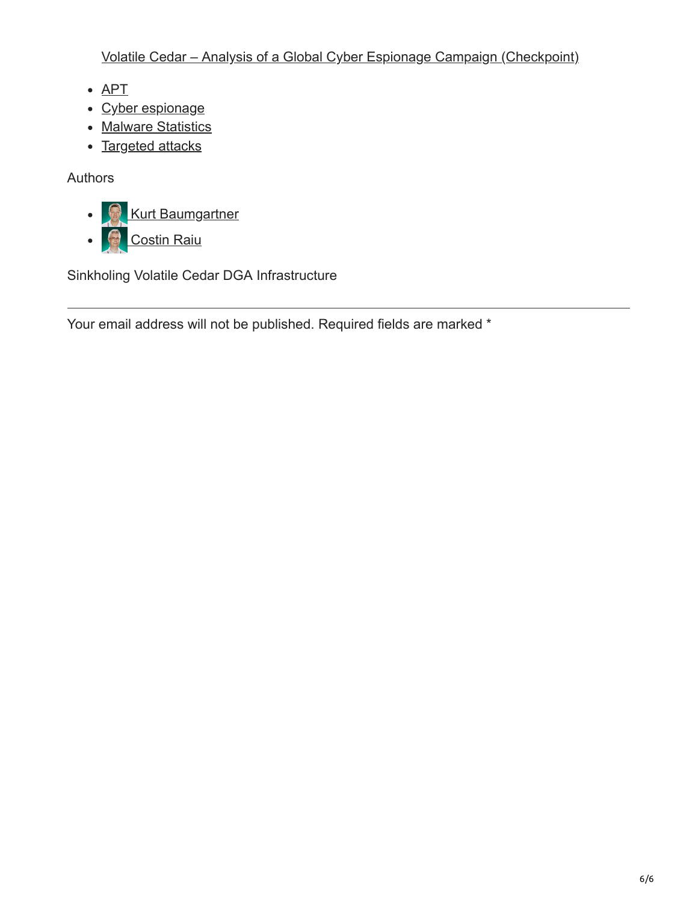- Volatile Cedar – Analysis of a Global Cyber Espionage Campaign (Checkpoint)

- APT
- Cyber espionage
- Malware Statistics
- Targeted attacks

Authors

- Kurt Baumgartner
- Costin Raiu

Sinkholing Volatile Cedar DGA Infrastructure

---

Your email address will not be published. Required fields are marked *